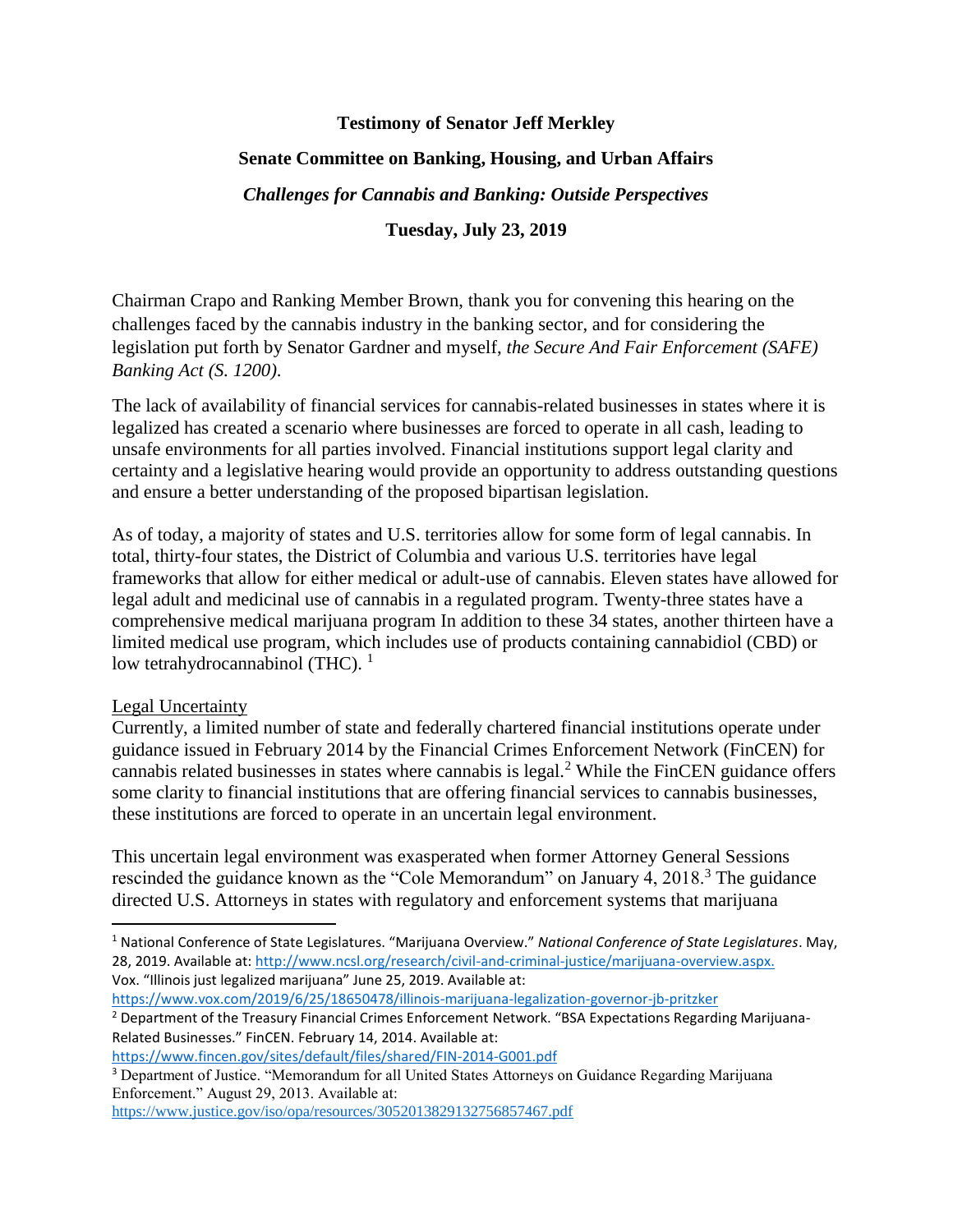**Testimony of Senator Jeff Merkley**

**Senate Committee on Banking, Housing, and Urban Affairs**

***Challenges for Cannabis and Banking: Outside Perspectives***

**Tuesday, July 23, 2019**

Chairman Crapo and Ranking Member Brown, thank you for convening this hearing on the challenges faced by the cannabis industry in the banking sector, and for considering the legislation put forth by Senator Gardner and myself, *the Secure And Fair Enforcement (SAFE) Banking Act (S. 1200).*

The lack of availability of financial services for cannabis-related businesses in states where it is legalized has created a scenario where businesses are forced to operate in all cash, leading to unsafe environments for all parties involved. Financial institutions support legal clarity and certainty and a legislative hearing would provide an opportunity to address outstanding questions and ensure a better understanding of the proposed bipartisan legislation.

As of today, a majority of states and U.S. territories allow for some form of legal cannabis. In total, thirty-four states, the District of Columbia and various U.S. territories have legal frameworks that allow for either medical or adult-use of cannabis. Eleven states have allowed for legal adult and medicinal use of cannabis in a regulated program. Twenty-three states have a comprehensive medical marijuana program In addition to these 34 states, another thirteen have a limited medical use program, which includes use of products containing cannabidiol (CBD) or low tetrahydrocannabinol (THC). [1]

Legal Uncertainty

Currently, a limited number of state and federally chartered financial institutions operate under guidance issued in February 2014 by the Financial Crimes Enforcement Network (FinCEN) for cannabis related businesses in states where cannabis is legal.[2] While the FinCEN guidance offers some clarity to financial institutions that are offering financial services to cannabis businesses, these institutions are forced to operate in an uncertain legal environment.

This uncertain legal environment was exasperated when former Attorney General Sessions rescinded the guidance known as the "Cole Memorandum" on January 4, 2018.[3] The guidance directed U.S. Attorneys in states with regulatory and enforcement systems that marijuana

---

[1] National Conference of State Legislatures. "Marijuana Overview." *National Conference of State Legislatures*. May, 28, 2019. Available at: http://www.ncsl.org/research/civil-and-criminal-justice/marijuana-overview.aspx.
Vox. "Illinois just legalized marijuana" June 25, 2019. Available at: https://www.vox.com/2019/6/25/18650478/illinois-marijuana-legalization-governor-jb-pritzker

[2] Department of the Treasury Financial Crimes Enforcement Network. "BSA Expectations Regarding Marijuana-Related Businesses." FinCEN. February 14, 2014. Available at: https://www.fincen.gov/sites/default/files/shared/FIN-2014-G001.pdf

[3] Department of Justice. "Memorandum for all United States Attorneys on Guidance Regarding Marijuana Enforcement." August 29, 2013. Available at: https://www.justice.gov/iso/opa/resources/3052013829132756857467.pdf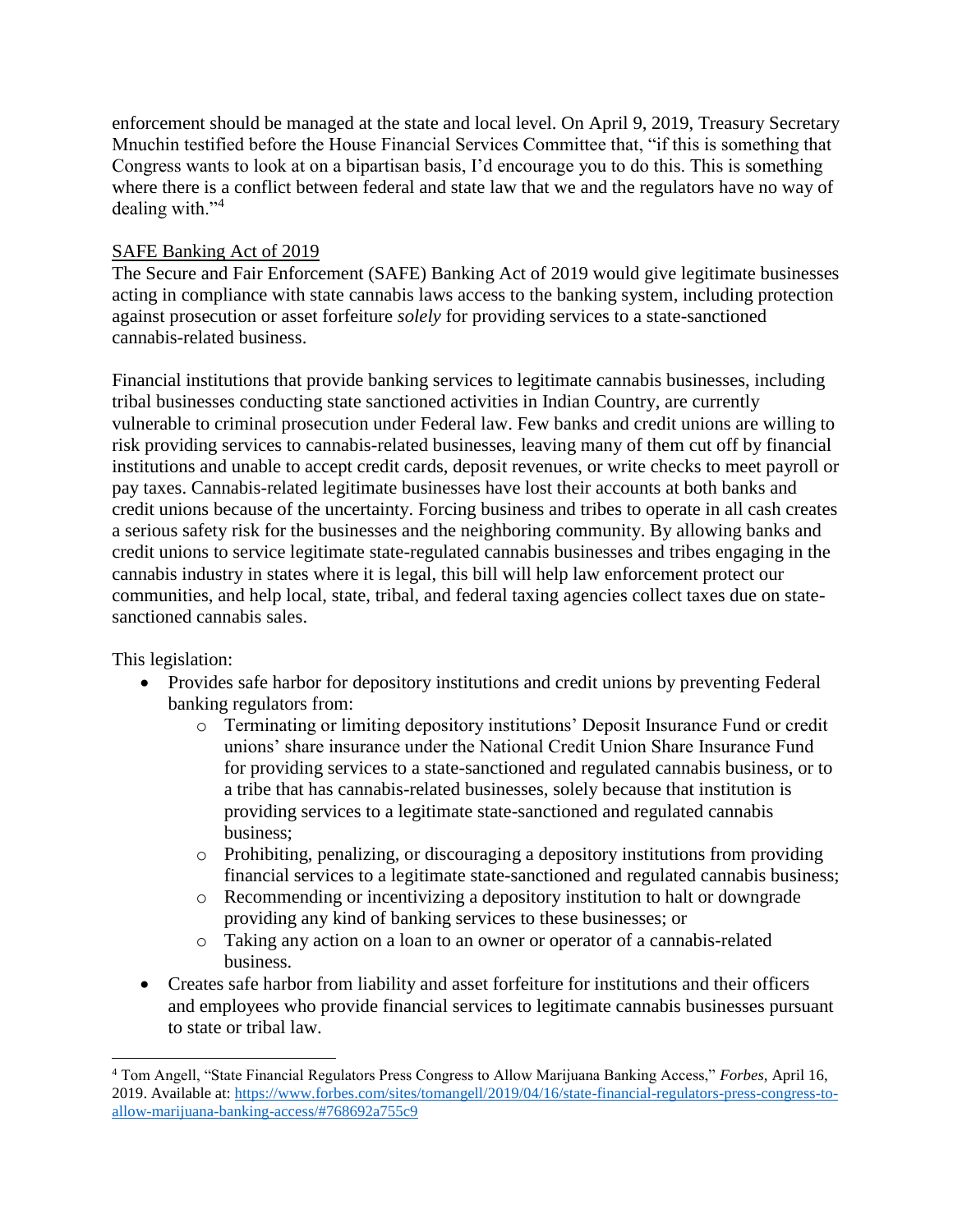enforcement should be managed at the state and local level. On April 9, 2019, Treasury Secretary Mnuchin testified before the House Financial Services Committee that, "if this is something that Congress wants to look at on a bipartisan basis, I'd encourage you to do this. This is something where there is a conflict between federal and state law that we and the regulators have no way of dealing with."[4]

## SAFE Banking Act of 2019

The Secure and Fair Enforcement (SAFE) Banking Act of 2019 would give legitimate businesses acting in compliance with state cannabis laws access to the banking system, including protection against prosecution or asset forfeiture *solely* for providing services to a state-sanctioned cannabis-related business.

Financial institutions that provide banking services to legitimate cannabis businesses, including tribal businesses conducting state sanctioned activities in Indian Country, are currently vulnerable to criminal prosecution under Federal law. Few banks and credit unions are willing to risk providing services to cannabis-related businesses, leaving many of them cut off by financial institutions and unable to accept credit cards, deposit revenues, or write checks to meet payroll or pay taxes. Cannabis-related legitimate businesses have lost their accounts at both banks and credit unions because of the uncertainty. Forcing business and tribes to operate in all cash creates a serious safety risk for the businesses and the neighboring community. By allowing banks and credit unions to service legitimate state-regulated cannabis businesses and tribes engaging in the cannabis industry in states where it is legal, this bill will help law enforcement protect our communities, and help local, state, tribal, and federal taxing agencies collect taxes due on state-sanctioned cannabis sales.

This legislation:

- Provides safe harbor for depository institutions and credit unions by preventing Federal banking regulators from:
    - Terminating or limiting depository institutions' Deposit Insurance Fund or credit unions' share insurance under the National Credit Union Share Insurance Fund for providing services to a state-sanctioned and regulated cannabis business, or to a tribe that has cannabis-related businesses, solely because that institution is providing services to a legitimate state-sanctioned and regulated cannabis business;
    - Prohibiting, penalizing, or discouraging a depository institutions from providing financial services to a legitimate state-sanctioned and regulated cannabis business;
    - Recommending or incentivizing a depository institution to halt or downgrade providing any kind of banking services to these businesses; or
    - Taking any action on a loan to an owner or operator of a cannabis-related business.
- Creates safe harbor from liability and asset forfeiture for institutions and their officers and employees who provide financial services to legitimate cannabis businesses pursuant to state or tribal law.

---

[4] Tom Angell, "State Financial Regulators Press Congress to Allow Marijuana Banking Access," *Forbes*, April 16, 2019. Available at: https://www.forbes.com/sites/tomangell/2019/04/16/state-financial-regulators-press-congress-to-allow-marijuana-banking-access/#768692a755c9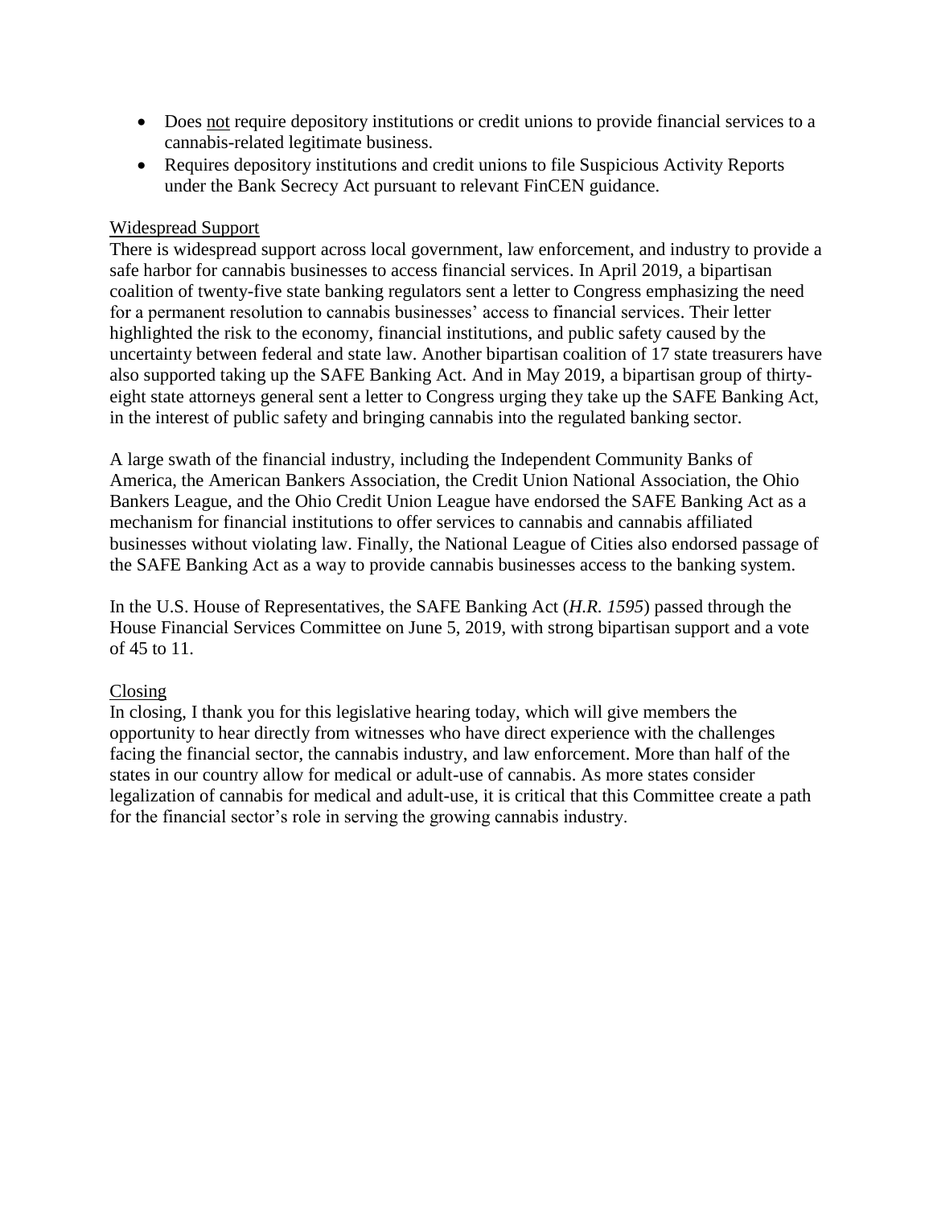- Does <u>not</u> require depository institutions or credit unions to provide financial services to a cannabis-related legitimate business.
- Requires depository institutions and credit unions to file Suspicious Activity Reports under the Bank Secrecy Act pursuant to relevant FinCEN guidance.

<u>Widespread Support</u>

There is widespread support across local government, law enforcement, and industry to provide a safe harbor for cannabis businesses to access financial services. In April 2019, a bipartisan coalition of twenty-five state banking regulators sent a letter to Congress emphasizing the need for a permanent resolution to cannabis businesses' access to financial services. Their letter highlighted the risk to the economy, financial institutions, and public safety caused by the uncertainty between federal and state law. Another bipartisan coalition of 17 state treasurers have also supported taking up the SAFE Banking Act. And in May 2019, a bipartisan group of thirty-eight state attorneys general sent a letter to Congress urging they take up the SAFE Banking Act, in the interest of public safety and bringing cannabis into the regulated banking sector.

A large swath of the financial industry, including the Independent Community Banks of America, the American Bankers Association, the Credit Union National Association, the Ohio Bankers League, and the Ohio Credit Union League have endorsed the SAFE Banking Act as a mechanism for financial institutions to offer services to cannabis and cannabis affiliated businesses without violating law. Finally, the National League of Cities also endorsed passage of the SAFE Banking Act as a way to provide cannabis businesses access to the banking system.

In the U.S. House of Representatives, the SAFE Banking Act (*H.R. 1595*) passed through the House Financial Services Committee on June 5, 2019, with strong bipartisan support and a vote of 45 to 11.

<u>Closing</u>

In closing, I thank you for this legislative hearing today, which will give members the opportunity to hear directly from witnesses who have direct experience with the challenges facing the financial sector, the cannabis industry, and law enforcement. More than half of the states in our country allow for medical or adult-use of cannabis. As more states consider legalization of cannabis for medical and adult-use, it is critical that this Committee create a path for the financial sector's role in serving the growing cannabis industry.